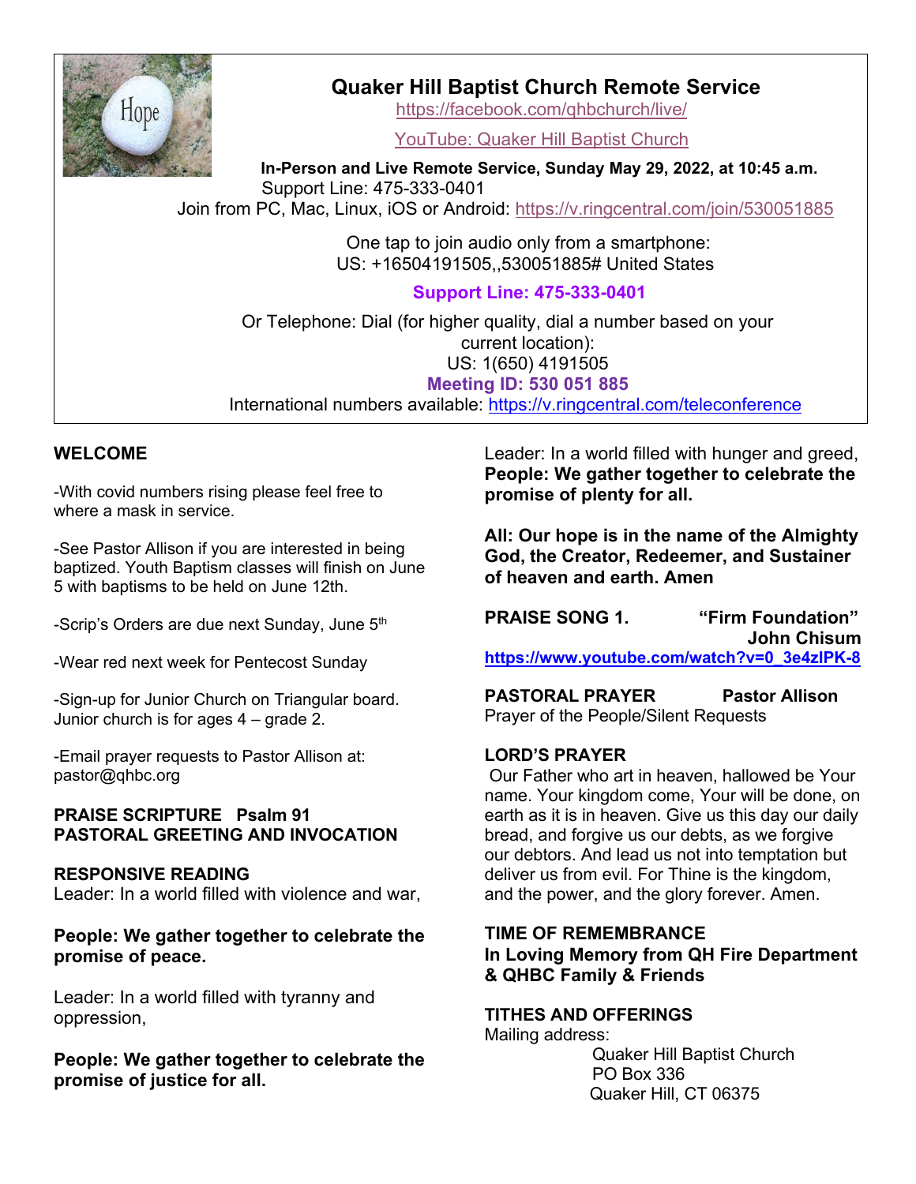# Quaker Hill Baptist Church Remote Service

https://facebook.com/qhbchurch/live/

YouTube: Quaker Hill Baptist Church

**In-Person and Live Remote Service, Sunday May 29, 2022, at 10:45 a.m.**

Support Line: 475-333-0401

Join from PC, Mac, Linux, iOS or Android: https://v.ringcentral.com/join/530051885

One tap to join audio only from a smartphone:
US: +16504191505,,530051885# United States

**Support Line: 475-333-0401**

Or Telephone: Dial (for higher quality, dial a number based on your current location):
US: 1(650) 4191505

**Meeting ID: 530 051 885**

International numbers available: https://v.ringcentral.com/teleconference

## WELCOME

-With covid numbers rising please feel free to where a mask in service.

-See Pastor Allison if you are interested in being baptized. Youth Baptism classes will finish on June 5 with baptisms to be held on June 12th.

-Scrip's Orders are due next Sunday, June 5th

-Wear red next week for Pentecost Sunday

-Sign-up for Junior Church on Triangular board. Junior church is for ages 4 – grade 2.

-Email prayer requests to Pastor Allison at: pastor@qhbc.org

**PRAISE SCRIPTURE Psalm 91**

**PASTORAL GREETING AND INVOCATION**

**RESPONSIVE READING**

Leader: In a world filled with violence and war,

**People: We gather together to celebrate the promise of peace.**

Leader: In a world filled with tyranny and oppression,

**People: We gather together to celebrate the promise of justice for all.**

Leader: In a world filled with hunger and greed,

**People: We gather together to celebrate the promise of plenty for all.**

**All: Our hope is in the name of the Almighty God, the Creator, Redeemer, and Sustainer of heaven and earth. Amen**

**PRAISE SONG 1. "Firm Foundation"**
**John Chisum**

**https://www.youtube.com/watch?v=0_3e4zlPK-8**

**PASTORAL PRAYER Pastor Allison**

Prayer of the People/Silent Requests

**LORD'S PRAYER**

Our Father who art in heaven, hallowed be Your name. Your kingdom come, Your will be done, on earth as it is in heaven. Give us this day our daily bread, and forgive us our debts, as we forgive our debtors. And lead us not into temptation but deliver us from evil. For Thine is the kingdom, and the power, and the glory forever. Amen.

**TIME OF REMEMBRANCE**

**In Loving Memory from QH Fire Department & QHBC Family & Friends**

**TITHES AND OFFERINGS**

Mailing address:

Quaker Hill Baptist Church
PO Box 336
Quaker Hill, CT 06375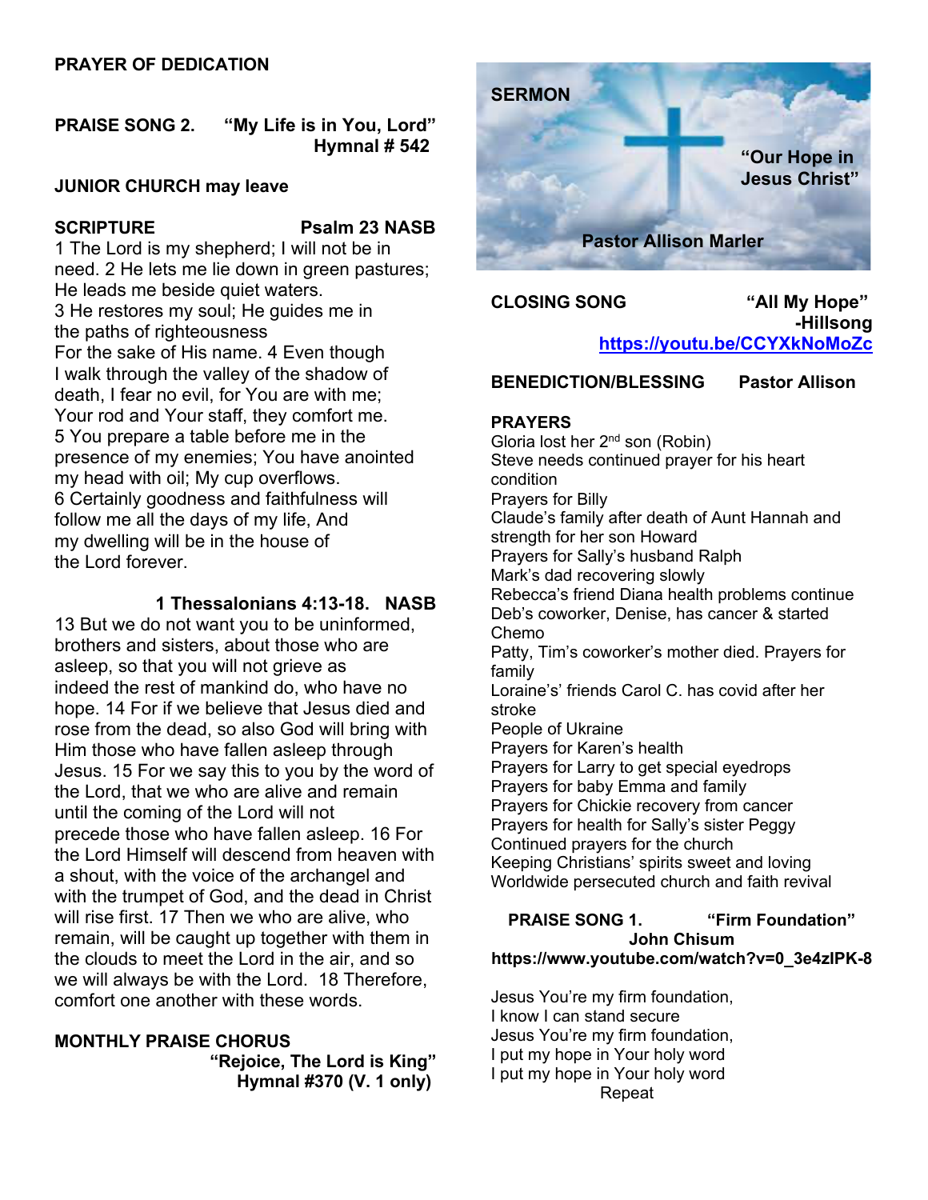**PRAYER OF DEDICATION**

**PRAISE SONG 2. "My Life is in You, Lord"**
**Hymnal # 542**

**JUNIOR CHURCH may leave**

**SCRIPTURE Psalm 23 NASB**

1 The Lord is my shepherd; I will not be in need. 2 He lets me lie down in green pastures; He leads me beside quiet waters.
3 He restores my soul; He guides me in the paths of righteousness
For the sake of His name. 4 Even though I walk through the valley of the shadow of death, I fear no evil, for You are with me; Your rod and Your staff, they comfort me.
5 You prepare a table before me in the presence of my enemies; You have anointed my head with oil; My cup overflows.
6 Certainly goodness and faithfulness will follow me all the days of my life, And my dwelling will be in the house of the Lord forever.

**1 Thessalonians 4:13-18. NASB**

13 But we do not want you to be uninformed, brothers and sisters, about those who are asleep, so that you will not grieve as indeed the rest of mankind do, who have no hope. 14 For if we believe that Jesus died and rose from the dead, so also God will bring with Him those who have fallen asleep through Jesus. 15 For we say this to you by the word of the Lord, that we who are alive and remain until the coming of the Lord will not precede those who have fallen asleep. 16 For the Lord Himself will descend from heaven with a shout, with the voice of the archangel and with the trumpet of God, and the dead in Christ will rise first. 17 Then we who are alive, who remain, will be caught up together with them in the clouds to meet the Lord in the air, and so we will always be with the Lord. 18 Therefore, comfort one another with these words.

**MONTHLY PRAISE CHORUS**
**"Rejoice, The Lord is King"**
**Hymnal #370 (V. 1 only)**

**SERMON**

**"Our Hope in Jesus Christ"**

**Pastor Allison Marler**

**CLOSING SONG "All My Hope" -Hillsong**
https://youtu.be/CCYXkNoMoZc

**BENEDICTION/BLESSING Pastor Allison**

**PRAYERS**

Gloria lost her 2nd son (Robin)
Steve needs continued prayer for his heart condition
Prayers for Billy
Claude's family after death of Aunt Hannah and strength for her son Howard
Prayers for Sally's husband Ralph
Mark's dad recovering slowly
Rebecca's friend Diana health problems continue
Deb's coworker, Denise, has cancer & started Chemo
Patty, Tim's coworker's mother died. Prayers for family
Loraine's' friends Carol C. has covid after her stroke
People of Ukraine
Prayers for Karen's health
Prayers for Larry to get special eyedrops
Prayers for baby Emma and family
Prayers for Chickie recovery from cancer
Prayers for health for Sally's sister Peggy
Continued prayers for the church
Keeping Christians' spirits sweet and loving
Worldwide persecuted church and faith revival

**PRAISE SONG 1. "Firm Foundation"**
**John Chisum**
**https://www.youtube.com/watch?v=0_3e4zIPK-8**

Jesus You're my firm foundation,
I know I can stand secure
Jesus You're my firm foundation,
I put my hope in Your holy word
I put my hope in Your holy word
Repeat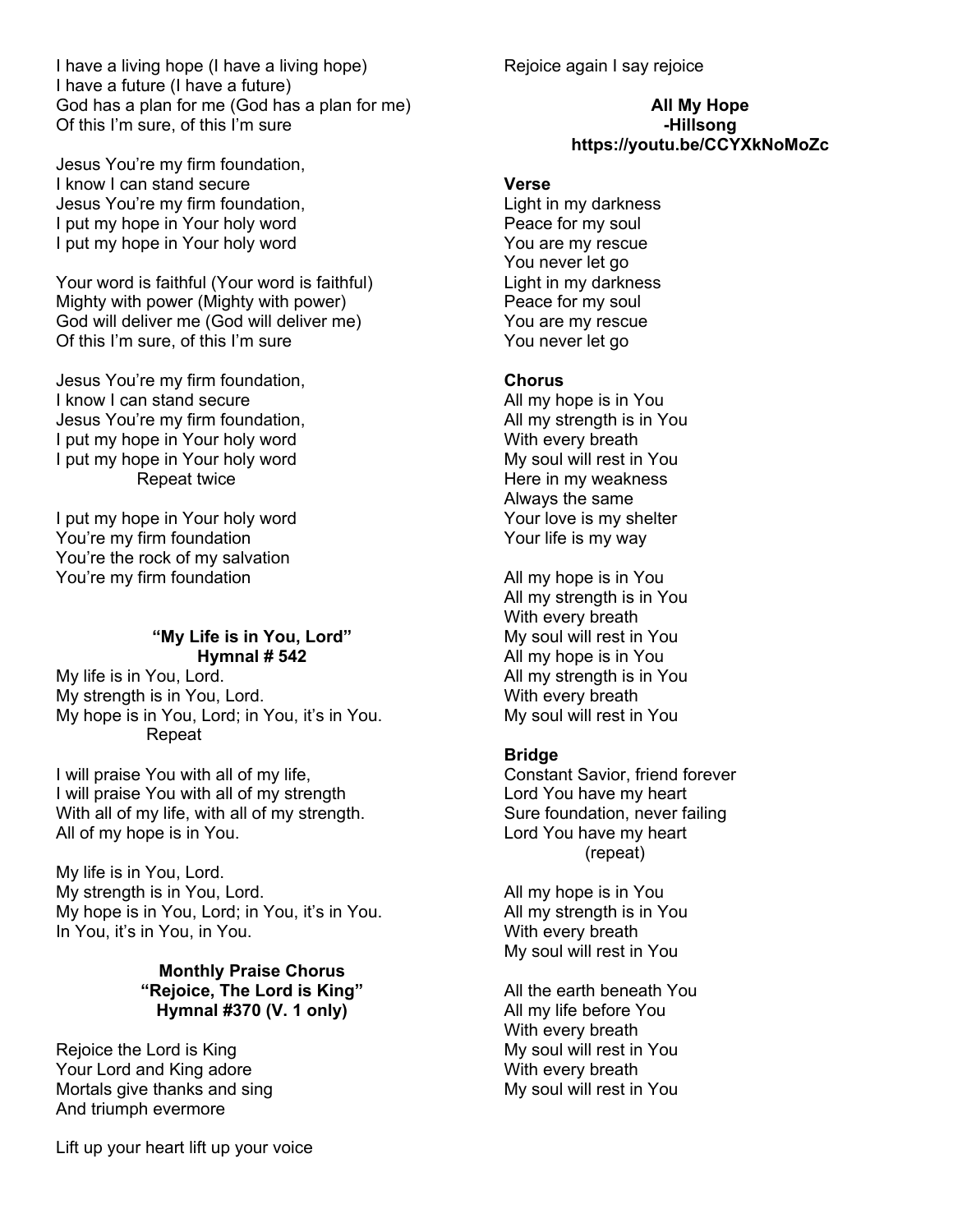I have a living hope (I have a living hope)
I have a future (I have a future)
God has a plan for me (God has a plan for me)
Of this I'm sure, of this I'm sure

Jesus You're my firm foundation,
I know I can stand secure
Jesus You're my firm foundation,
I put my hope in Your holy word
I put my hope in Your holy word

Your word is faithful (Your word is faithful)
Mighty with power (Mighty with power)
God will deliver me (God will deliver me)
Of this I'm sure, of this I'm sure

Jesus You're my firm foundation,
I know I can stand secure
Jesus You're my firm foundation,
I put my hope in Your holy word
I put my hope in Your holy word
Repeat twice

I put my hope in Your holy word
You're my firm foundation
You're the rock of my salvation
You're my firm foundation

### "My Life is in You, Lord"
### Hymnal # 542

My life is in You, Lord.
My strength is in You, Lord.
My hope is in You, Lord; in You, it's in You.
Repeat

I will praise You with all of my life,
I will praise You with all of my strength
With all of my life, with all of my strength.
All of my hope is in You.

My life is in You, Lord.
My strength is in You, Lord.
My hope is in You, Lord; in You, it's in You.
In You, it's in You, in You.

### Monthly Praise Chorus
### "Rejoice, The Lord is King"
### Hymnal #370 (V. 1 only)

Rejoice the Lord is King
Your Lord and King adore
Mortals give thanks and sing
And triumph evermore

Lift up your heart lift up your voice
Rejoice again I say rejoice

### All My Hope
### -Hillsong
### https://youtu.be/CCYXkNoMoZc

**Verse**
Light in my darkness
Peace for my soul
You are my rescue
You never let go
Light in my darkness
Peace for my soul
You are my rescue
You never let go

**Chorus**
All my hope is in You
All my strength is in You
With every breath
My soul will rest in You
Here in my weakness
Always the same
Your love is my shelter
Your life is my way

All my hope is in You
All my strength is in You
With every breath
My soul will rest in You
All my hope is in You
All my strength is in You
With every breath
My soul will rest in You

**Bridge**
Constant Savior, friend forever
Lord You have my heart
Sure foundation, never failing
Lord You have my heart
(repeat)

All my hope is in You
All my strength is in You
With every breath
My soul will rest in You

All the earth beneath You
All my life before You
With every breath
My soul will rest in You
With every breath
My soul will rest in You